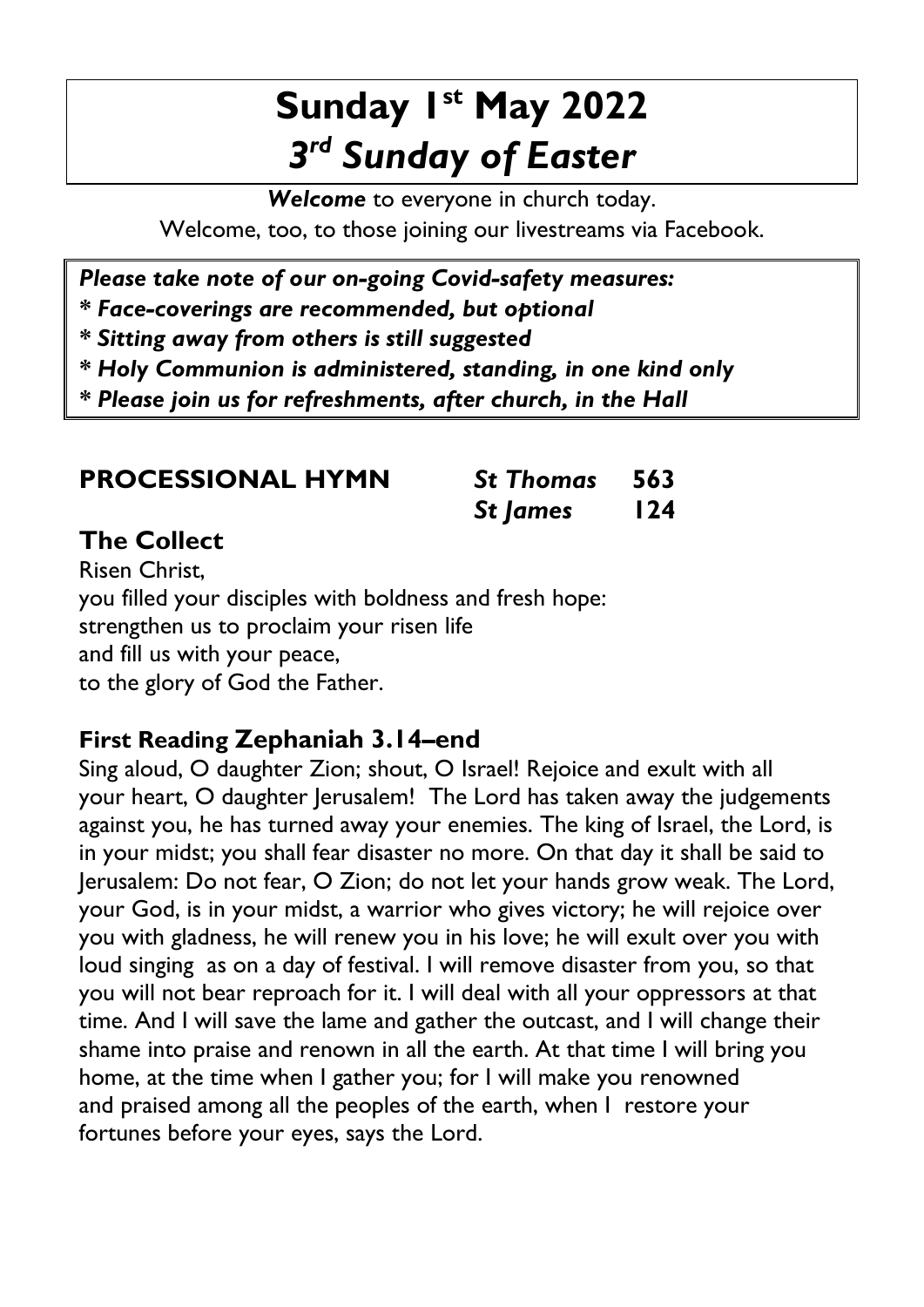# Sunday 1st May 2022
# *3rd Sunday of Easter*

***Welcome*** to everyone in church today.
Welcome, too, to those joining our livestreams via Facebook.

***Please take note of our on-going Covid-safety measures:***
***\* Face-coverings are recommended, but optional***
***\* Sitting away from others is still suggested***
***\* Holy Communion is administered, standing, in one kind only***
***\* Please join us for refreshments, after church, in the Hall***

## PROCESSIONAL HYMN

| | | |
|---|---|---|
| | ***St Thomas*** | **563** |
| | ***St James*** | **124** |

## The Collect

Risen Christ,
you filled your disciples with boldness and fresh hope:
strengthen us to proclaim your risen life
and fill us with your peace,
to the glory of God the Father.

## First Reading Zephaniah 3.14–end

Sing aloud, O daughter Zion; shout, O Israel! Rejoice and exult with all your heart, O daughter Jerusalem! The Lord has taken away the judgements against you, he has turned away your enemies. The king of Israel, the Lord, is in your midst; you shall fear disaster no more. On that day it shall be said to Jerusalem: Do not fear, O Zion; do not let your hands grow weak. The Lord, your God, is in your midst, a warrior who gives victory; he will rejoice over you with gladness, he will renew you in his love; he will exult over you with loud singing as on a day of festival. I will remove disaster from you, so that you will not bear reproach for it. I will deal with all your oppressors at that time. And I will save the lame and gather the outcast, and I will change their shame into praise and renown in all the earth. At that time I will bring you home, at the time when I gather you; for I will make you renowned and praised among all the peoples of the earth, when I restore your fortunes before your eyes, says the Lord.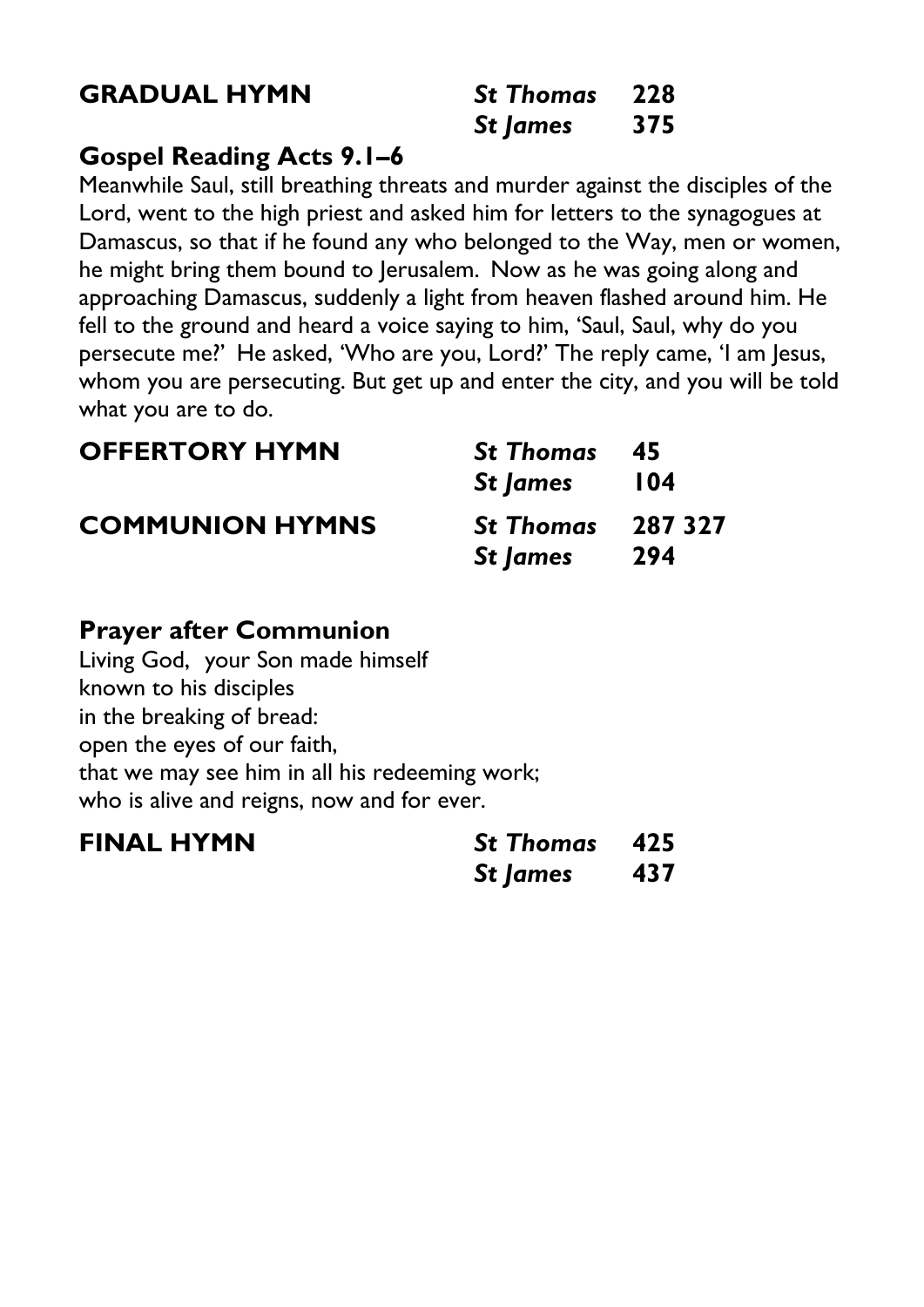## GRADUAL HYMN

| | |
|---|---|
| *St Thomas* | **228** |
| *St James* | **375** |

### Gospel Reading Acts 9.1–6

Meanwhile Saul, still breathing threats and murder against the disciples of the Lord, went to the high priest and asked him for letters to the synagogues at Damascus, so that if he found any who belonged to the Way, men or women, he might bring them bound to Jerusalem. Now as he was going along and approaching Damascus, suddenly a light from heaven flashed around him. He fell to the ground and heard a voice saying to him, 'Saul, Saul, why do you persecute me?' He asked, 'Who are you, Lord?' The reply came, 'I am Jesus, whom you are persecuting. But get up and enter the city, and you will be told what you are to do.

## OFFERTORY HYMN

| | |
|---|---|
| *St Thomas* | **45** |
| *St James* | **104** |

## COMMUNION HYMNS

| | |
|---|---|
| *St Thomas* | **287 327** |
| *St James* | **294** |

### Prayer after Communion

Living God, your Son made himself
known to his disciples
in the breaking of bread:
open the eyes of our faith,
that we may see him in all his redeeming work;
who is alive and reigns, now and for ever.

## FINAL HYMN

| | |
|---|---|
| *St Thomas* | **425** |
| *St James* | **437** |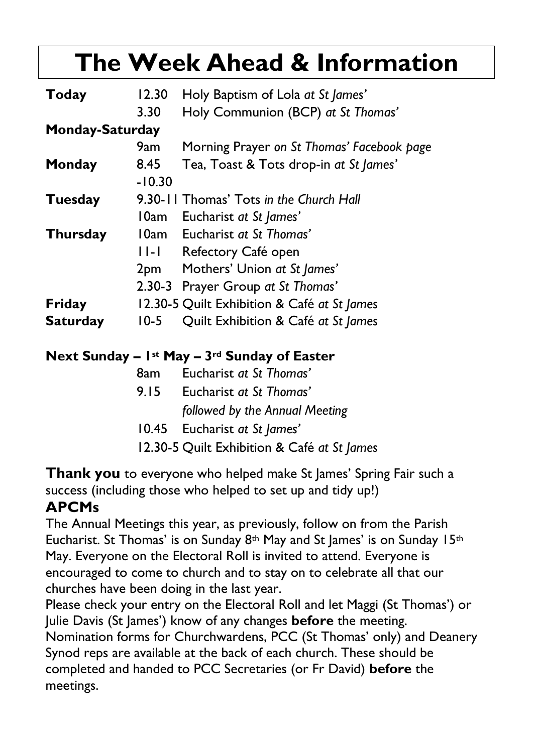# The Week Ahead & Information

| | | |
|---|---|---|
| **Today** | 12.30 | Holy Baptism of Lola *at St James'* |
| | 3.30 | Holy Communion (BCP) *at St Thomas'* |
| **Monday-Saturday** | | |
| | 9am | Morning Prayer *on St Thomas' Facebook page* |
| **Monday** | 8.45 -10.30 | Tea, Toast & Tots drop-in *at St James'* |
| **Tuesday** | 9.30-11 | Thomas' Tots *in the Church Hall* |
| | 10am | Eucharist *at St James'* |
| **Thursday** | 10am | Eucharist *at St Thomas'* |
| | 11-1 | Refectory Café open |
| | 2pm | Mothers' Union *at St James'* |
| | 2.30-3 | Prayer Group *at St Thomas'* |
| **Friday** | 12.30-5 | Quilt Exhibition & Café *at St James* |
| **Saturday** | 10-5 | Quilt Exhibition & Café *at St James* |

**Next Sunday – 1st May – 3rd Sunday of Easter**

| | |
|---|---|
| 8am | Eucharist *at St Thomas'* |
| 9.15 | Eucharist *at St Thomas'* *followed by the Annual Meeting* |
| 10.45 | Eucharist *at St James'* |
| 12.30-5 | Quilt Exhibition & Café *at St James* |

**Thank you** to everyone who helped make St James' Spring Fair such a success (including those who helped to set up and tidy up!)

**APCMs**

The Annual Meetings this year, as previously, follow on from the Parish Eucharist. St Thomas' is on Sunday 8th May and St James' is on Sunday 15th May. Everyone on the Electoral Roll is invited to attend. Everyone is encouraged to come to church and to stay on to celebrate all that our churches have been doing in the last year.

Please check your entry on the Electoral Roll and let Maggi (St Thomas') or Julie Davis (St James') know of any changes **before** the meeting.

Nomination forms for Churchwardens, PCC (St Thomas' only) and Deanery Synod reps are available at the back of each church. These should be completed and handed to PCC Secretaries (or Fr David) **before** the meetings.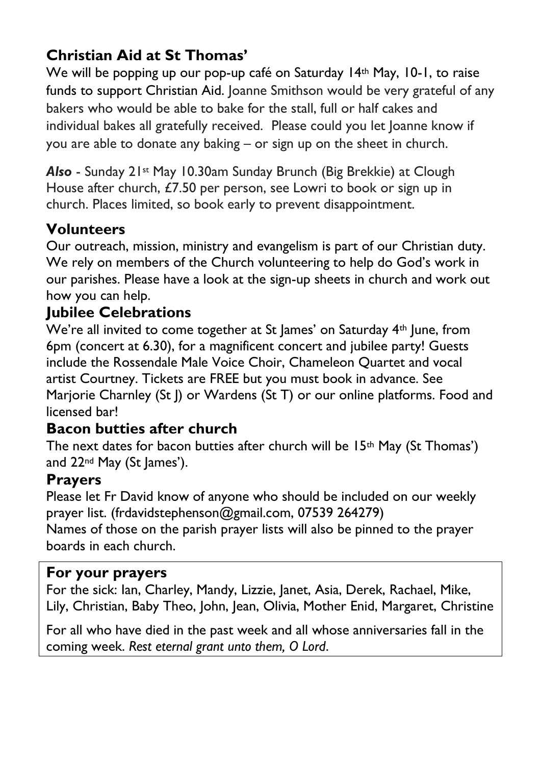## Christian Aid at St Thomas'

We will be popping up our pop-up café on Saturday 14th May, 10-1, to raise funds to support Christian Aid. Joanne Smithson would be very grateful of any bakers who would be able to bake for the stall, full or half cakes and individual bakes all gratefully received. Please could you let Joanne know if you are able to donate any baking – or sign up on the sheet in church.

***Also*** - Sunday 21st May 10.30am Sunday Brunch (Big Brekkie) at Clough House after church, £7.50 per person, see Lowri to book or sign up in church. Places limited, so book early to prevent disappointment.

## Volunteers

Our outreach, mission, ministry and evangelism is part of our Christian duty. We rely on members of the Church volunteering to help do God's work in our parishes. Please have a look at the sign-up sheets in church and work out how you can help.

## Jubilee Celebrations

We're all invited to come together at St James' on Saturday 4th June, from 6pm (concert at 6.30), for a magnificent concert and jubilee party! Guests include the Rossendale Male Voice Choir, Chameleon Quartet and vocal artist Courtney. Tickets are FREE but you must book in advance. See Marjorie Charnley (St J) or Wardens (St T) or our online platforms. Food and licensed bar!

## Bacon butties after church

The next dates for bacon butties after church will be 15th May (St Thomas') and 22nd May (St James').

## Prayers

Please let Fr David know of anyone who should be included on our weekly prayer list. (frdavidstephenson@gmail.com, 07539 264279)

Names of those on the parish prayer lists will also be pinned to the prayer boards in each church.

## For your prayers

For the sick: Ian, Charley, Mandy, Lizzie, Janet, Asia, Derek, Rachael, Mike, Lily, Christian, Baby Theo, John, Jean, Olivia, Mother Enid, Margaret, Christine

For all who have died in the past week and all whose anniversaries fall in the coming week. *Rest eternal grant unto them, O Lord*.